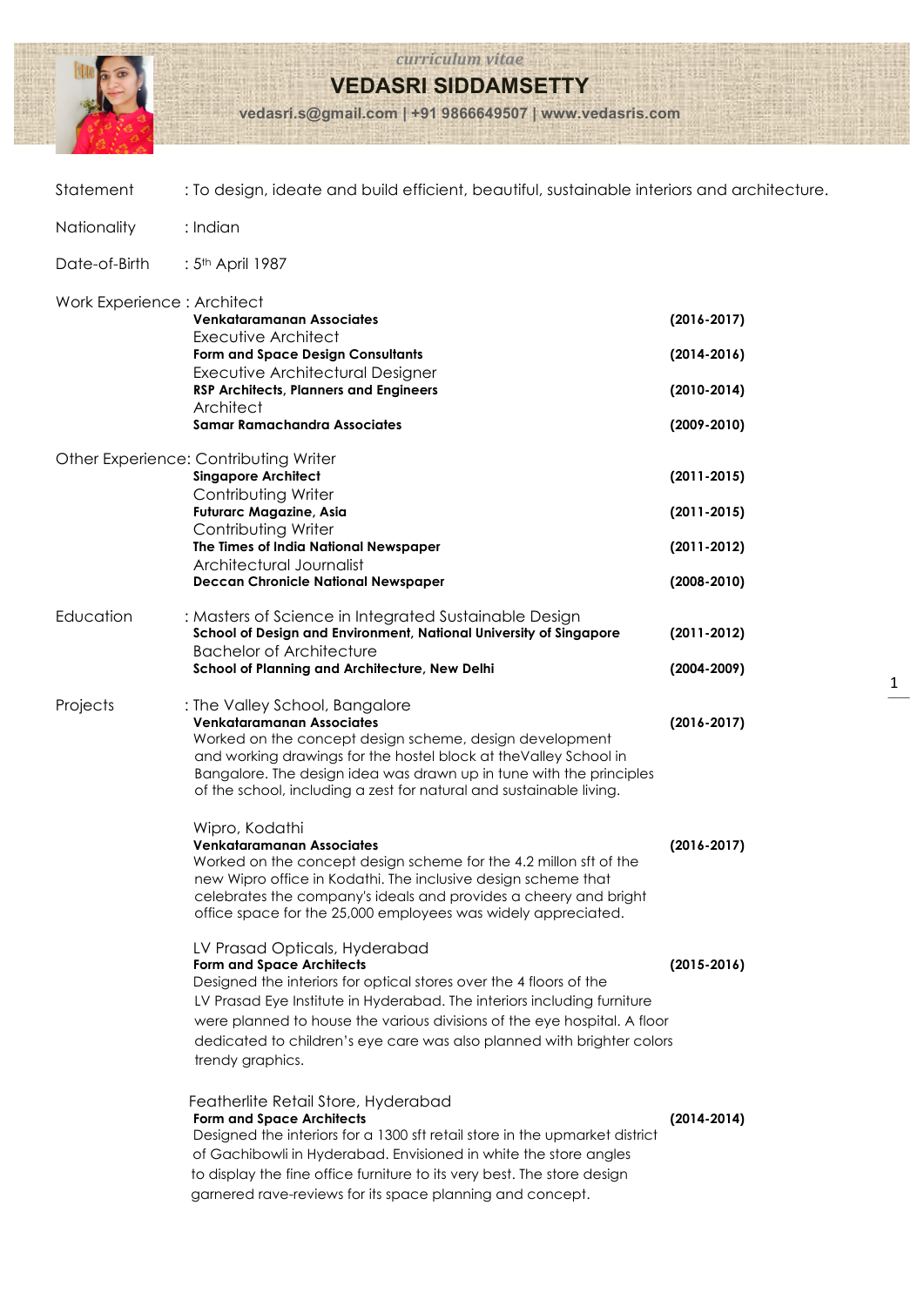*curriculum vitae*

# VEDASRI SIDDAMSETTY

**vedasri.s@gmail.com | +91 9866649507 | www.vedasris.com**

Statement : To design, ideate and build efficient, beautiful, sustainable interiors and architecture.

Nationality : Indian

Date-of-Birth : 5th April 1987

Work Experience : Architect
**Venkataramanan Associates** **(2016-2017)**
Executive Architect
**Form and Space Design Consultants** **(2014-2016)**
Executive Architectural Designer
**RSP Architects, Planners and Engineers** **(2010-2014)**
Architect
**Samar Ramachandra Associates** **(2009-2010)**

Other Experience: Contributing Writer
**Singapore Architect** **(2011-2015)**
Contributing Writer
**Futurarc Magazine, Asia** **(2011-2015)**
Contributing Writer
**The Times of India National Newspaper** **(2011-2012)**
Architectural Journalist
**Deccan Chronicle National Newspaper** **(2008-2010)**

Education : Masters of Science in Integrated Sustainable Design
**School of Design and Environment, National University of Singapore** **(2011-2012)**
Bachelor of Architecture
**School of Planning and Architecture, New Delhi** **(2004-2009)**

Projects : The Valley School, Bangalore
**Venkataramanan Associates** **(2016-2017)**
Worked on the concept design scheme, design development and working drawings for the hostel block at theValley School in Bangalore. The design idea was drawn up in tune with the principles of the school, including a zest for natural and sustainable living.

Wipro, Kodathi
**Venkataramanan Associates** **(2016-2017)**
Worked on the concept design scheme for the 4.2 millon sft of the new Wipro office in Kodathi. The inclusive design scheme that celebrates the company's ideals and provides a cheery and bright office space for the 25,000 employees was widely appreciated.

LV Prasad Opticals, Hyderabad
**Form and Space Architects** **(2015-2016)**
Designed the interiors for optical stores over the 4 floors of the LV Prasad Eye Institute in Hyderabad. The interiors including furniture were planned to house the various divisions of the eye hospital. A floor dedicated to children's eye care was also planned with brighter colors trendy graphics.

Featherlite Retail Store, Hyderabad
**Form and Space Architects** **(2014-2014)**
Designed the interiors for a 1300 sft retail store in the upmarket district of Gachibowli in Hyderabad. Envisioned in white the store angles to display the fine office furniture to its very best. The store design garnered rave-reviews for its space planning and concept.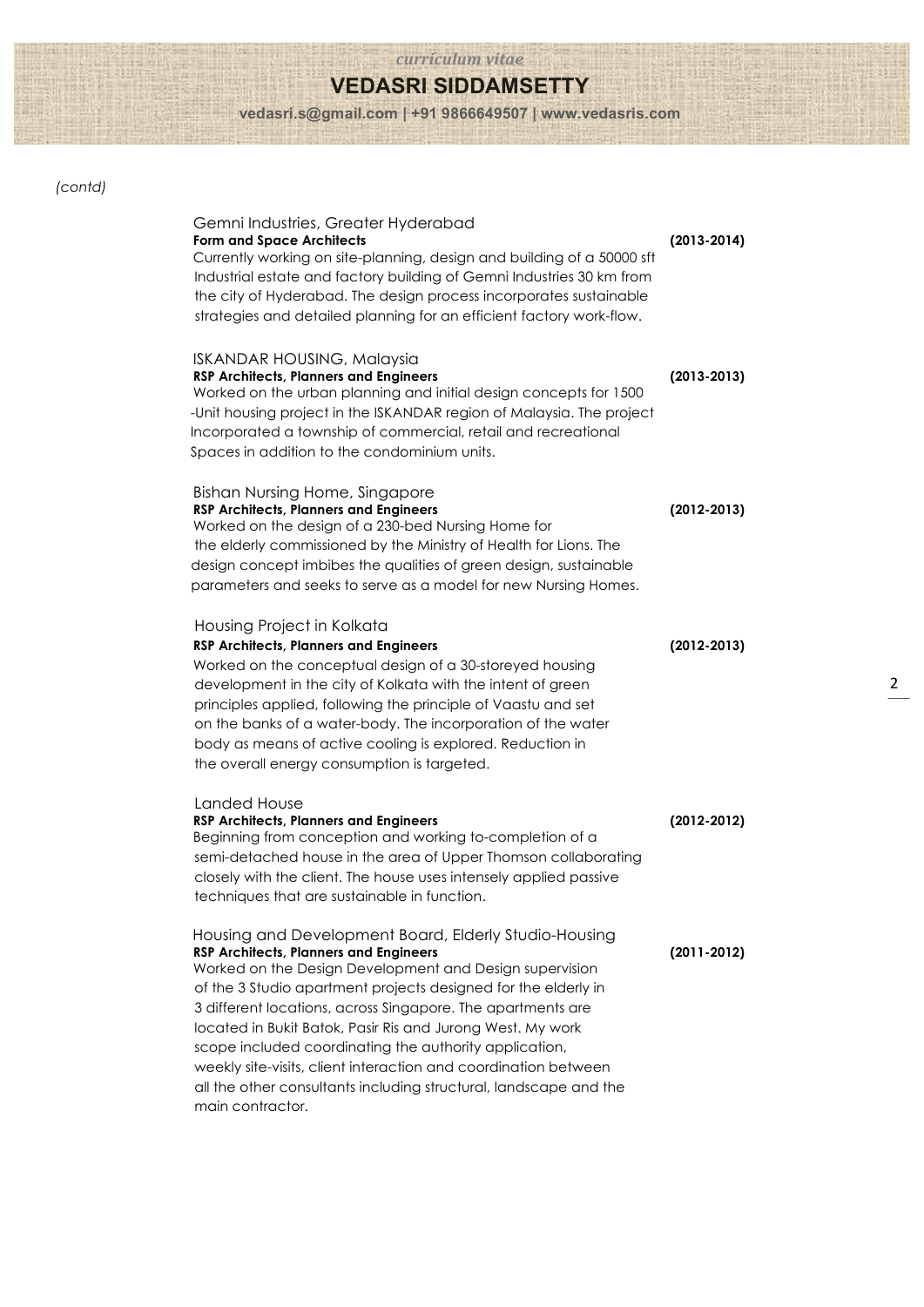*(contd)*

**Gemni Industries, Greater Hyderabad**
**Form and Space Architects** **(2013-2014)**
Currently working on site-planning, design and building of a 50000 sft Industrial estate and factory building of Gemni Industries 30 km from the city of Hyderabad. The design process incorporates sustainable strategies and detailed planning for an efficient factory work-flow.

**ISKANDAR HOUSING, Malaysia**
**RSP Architects, Planners and Engineers** **(2013-2013)**
Worked on the urban planning and initial design concepts for 1500 -Unit housing project in the ISKANDAR region of Malaysia. The project Incorporated a township of commercial, retail and recreational Spaces in addition to the condominium units.

**Bishan Nursing Home, Singapore**
**RSP Architects, Planners and Engineers** **(2012-2013)**
Worked on the design of a 230-bed Nursing Home for the elderly commissioned by the Ministry of Health for Lions. The design concept imbibes the qualities of green design, sustainable parameters and seeks to serve as a model for new Nursing Homes.

**Housing Project in Kolkata**
**RSP Architects, Planners and Engineers** **(2012-2013)**
Worked on the conceptual design of a 30-storeyed housing development in the city of Kolkata with the intent of green principles applied, following the principle of Vaastu and set on the banks of a water-body. The incorporation of the water body as means of active cooling is explored. Reduction in the overall energy consumption is targeted.

**Landed House**
**RSP Architects, Planners and Engineers** **(2012-2012)**
Beginning from conception and working to-completion of a semi-detached house in the area of Upper Thomson collaborating closely with the client. The house uses intensely applied passive techniques that are sustainable in function.

**Housing and Development Board, Elderly Studio-Housing**
**RSP Architects, Planners and Engineers** **(2011-2012)**
Worked on the Design Development and Design supervision of the 3 Studio apartment projects designed for the elderly in 3 different locations, across Singapore. The apartments are located in Bukit Batok, Pasir Ris and Jurong West. My work scope included coordinating the authority application, weekly site-visits, client interaction and coordination between all the other consultants including structural, landscape and the main contractor.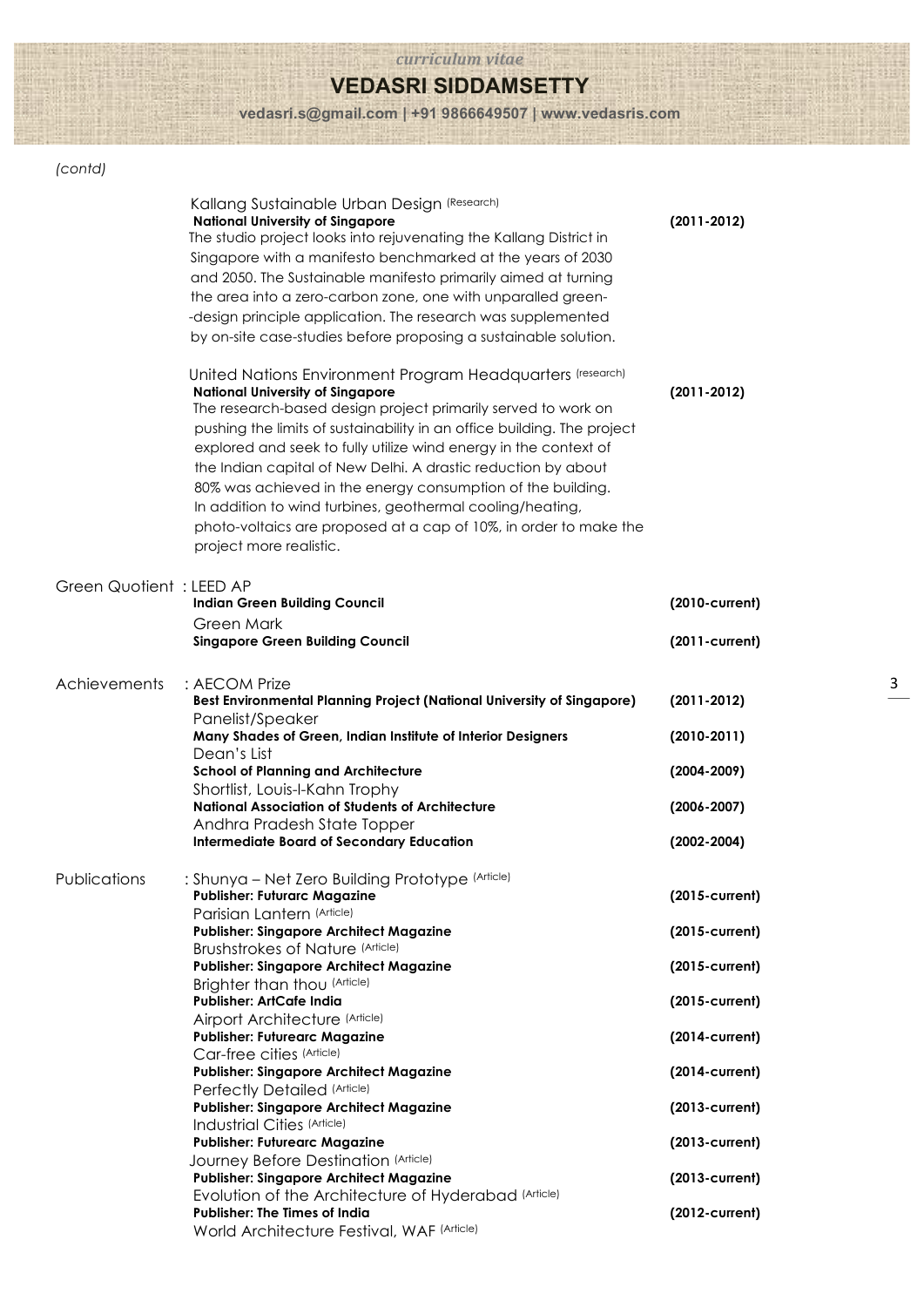*curriculum vitae*

# VEDASRI SIDDAMSETTY

vedasri.s@gmail.com | +91 9866649507 | www.vedasris.com

*(contd)*

Kallang Sustainable Urban Design (Research)
**National University of Singapore** **(2011-2012)**
The studio project looks into rejuvenating the Kallang District in Singapore with a manifesto benchmarked at the years of 2030 and 2050. The Sustainable manifesto primarily aimed at turning the area into a zero-carbon zone, one with unparalled green--design principle application. The research was supplemented by on-site case-studies before proposing a sustainable solution.

United Nations Environment Program Headquarters (research)
**National University of Singapore** **(2011-2012)**
The research-based design project primarily served to work on pushing the limits of sustainability in an office building. The project explored and seek to fully utilize wind energy in the context of the Indian capital of New Delhi. A drastic reduction by about 80% was achieved in the energy consumption of the building. In addition to wind turbines, geothermal cooling/heating, photo-voltaics are proposed at a cap of 10%, in order to make the project more realistic.

Green Quotient : LEED AP
**Indian Green Building Council** **(2010-current)**
Green Mark
**Singapore Green Building Council** **(2011-current)**

Achievements : AECOM Prize
**Best Environmental Planning Project (National University of Singapore)** **(2011-2012)**
Panelist/Speaker
**Many Shades of Green, Indian Institute of Interior Designers** **(2010-2011)**
Dean's List
**School of Planning and Architecture** **(2004-2009)**
Shortlist, Louis-I-Kahn Trophy
**National Association of Students of Architecture** **(2006-2007)**
Andhra Pradesh State Topper
**Intermediate Board of Secondary Education** **(2002-2004)**

Publications : Shunya – Net Zero Building Prototype (Article)
**Publisher: Futurarc Magazine** **(2015-current)**
Parisian Lantern (Article)
**Publisher: Singapore Architect Magazine** **(2015-current)**
Brushstrokes of Nature (Article)
**Publisher: Singapore Architect Magazine** **(2015-current)**
Brighter than thou (Article)
**Publisher: ArtCafe India** **(2015-current)**
Airport Architecture (Article)
**Publisher: Futurearc Magazine** **(2014-current)**
Car-free cities (Article)
**Publisher: Singapore Architect Magazine** **(2014-current)**
Perfectly Detailed (Article)
**Publisher: Singapore Architect Magazine** **(2013-current)**
Industrial Cities (Article)
**Publisher: Futurearc Magazine** **(2013-current)**
Journey Before Destination (Article)
**Publisher: Singapore Architect Magazine** **(2013-current)**
Evolution of the Architecture of Hyderabad (Article)
**Publisher: The Times of India** **(2012-current)**
World Architecture Festival, WAF (Article)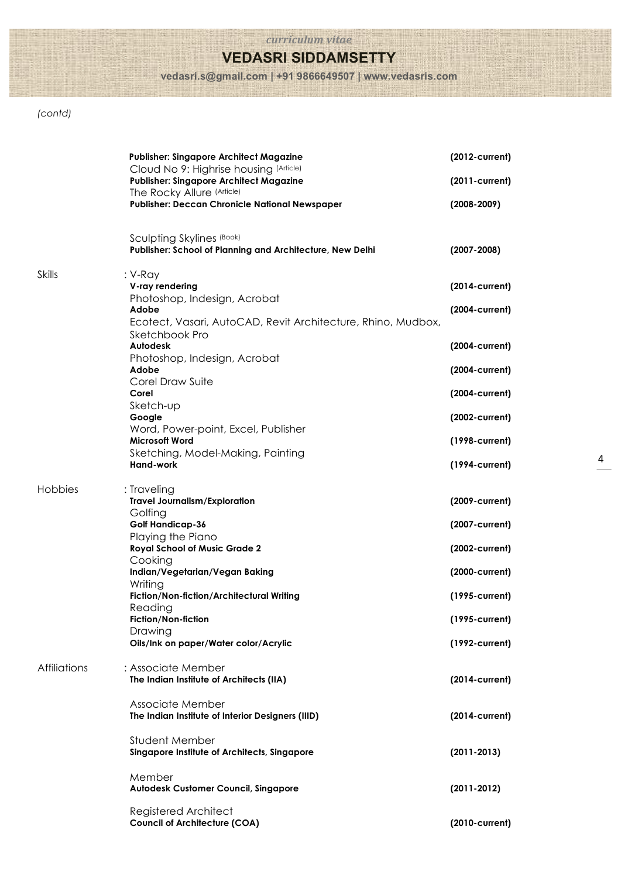*(contd)*

| | | |
|---|---|---|
| | **Publisher: Singapore Architect Magazine** | **(2012-current)** |
| | Cloud No 9: Highrise housing (Article) | |
| | **Publisher: Singapore Architect Magazine** | **(2011-current)** |
| | The Rocky Allure (Article) | |
| | **Publisher: Deccan Chronicle National Newspaper** | **(2008-2009)** |
| | Sculpting Skylines (Book) | |
| | **Publisher: School of Planning and Architecture, New Delhi** | **(2007-2008)** |
| Skills | : V-Ray | |
| | **V-ray rendering** | **(2014-current)** |
| | Photoshop, Indesign, Acrobat | |
| | **Adobe** | **(2004-current)** |
| | Ecotect, Vasari, AutoCAD, Revit Architecture, Rhino, Mudbox, Sketchbook Pro | |
| | **Autodesk** | **(2004-current)** |
| | Photoshop, Indesign, Acrobat | |
| | **Adobe** | **(2004-current)** |
| | Corel Draw Suite | |
| | **Corel** | **(2004-current)** |
| | Sketch-up | |
| | **Google** | **(2002-current)** |
| | Word, Power-point, Excel, Publisher | |
| | **Microsoft Word** | **(1998-current)** |
| | Sketching, Model-Making, Painting | |
| | **Hand-work** | **(1994-current)** |
| Hobbies | : Traveling | |
| | **Travel Journalism/Exploration** | **(2009-current)** |
| | Golfing | |
| | **Golf Handicap-36** | **(2007-current)** |
| | Playing the Piano | |
| | **Royal School of Music Grade 2** | **(2002-current)** |
| | Cooking | |
| | **Indian/Vegetarian/Vegan Baking** | **(2000-current)** |
| | Writing | |
| | **Fiction/Non-fiction/Architectural Writing** | **(1995-current)** |
| | Reading | |
| | **Fiction/Non-fiction** | **(1995-current)** |
| | Drawing | |
| | **Oils/Ink on paper/Water color/Acrylic** | **(1992-current)** |
| Affiliations | : Associate Member | |
| | **The Indian Institute of Architects (IIA)** | **(2014-current)** |
| | Associate Member | |
| | **The Indian Institute of Interior Designers (IIID)** | **(2014-current)** |
| | Student Member | |
| | **Singapore Institute of Architects, Singapore** | **(2011-2013)** |
| | Member | |
| | **Autodesk Customer Council, Singapore** | **(2011-2012)** |
| | Registered Architect | |
| | **Council of Architecture (COA)** | **(2010-current)** |